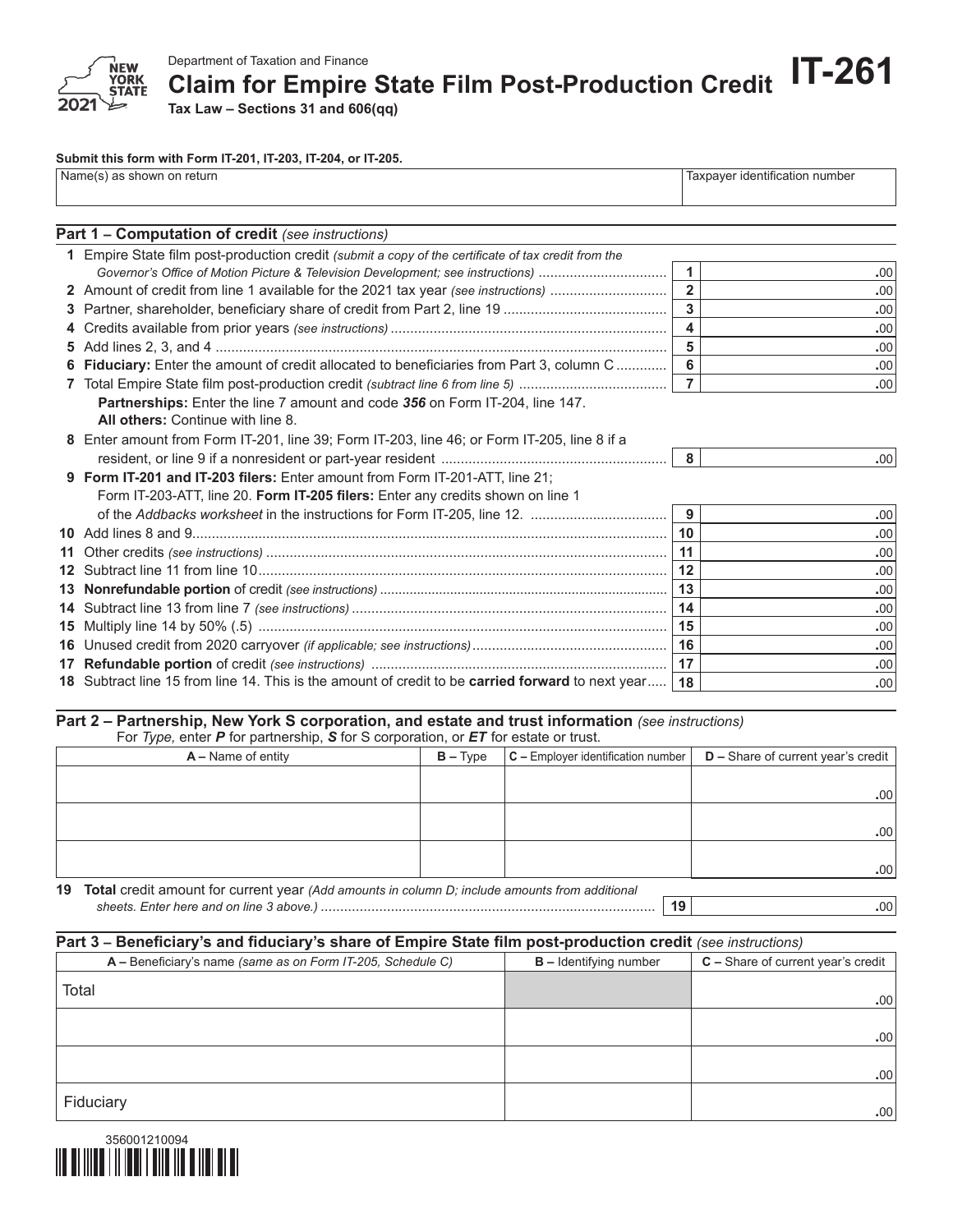Department of Taxation and Finance

# Claim for Empire State Film Post-Production Credit

**IT-261**

2021

**Tax Law – Sections 31 and 606(qq)**

**Submit this form with Form IT-201, IT-203, IT-204, or IT-205.**

| Name(s) as shown on return | Taxpayer identification number |
|---|---|
| | |

## Part 1 – Computation of credit *(see instructions)*

| | | Line | Amount |
|---|---|---|---|
| 1 | Empire State film post-production credit *(submit a copy of the certificate of tax credit from the Governor's Office of Motion Picture & Television Development; see instructions)* | 1 | .00 |
| 2 | Amount of credit from line 1 available for the 2021 tax year *(see instructions)* | 2 | .00 |
| 3 | Partner, shareholder, beneficiary share of credit from Part 2, line 19 | 3 | .00 |
| 4 | Credits available from prior years *(see instructions)* | 4 | .00 |
| 5 | Add lines 2, 3, and 4 | 5 | .00 |
| 6 | **Fiduciary:** Enter the amount of credit allocated to beneficiaries from Part 3, column C | 6 | .00 |
| 7 | Total Empire State film post-production credit *(subtract line 6 from line 5)* | 7 | .00 |

**Partnerships:** Enter the line 7 amount and code ***356*** on Form IT-204, line 147.
**All others:** Continue with line 8.

| | | Line | Amount |
|---|---|---|---|
| 8 | Enter amount from Form IT-201, line 39; Form IT-203, line 46; or Form IT-205, line 8 if a resident, or line 9 if a nonresident or part-year resident | 8 | .00 |
| 9 | **Form IT-201 and IT-203 filers:** Enter amount from Form IT-201-ATT, line 21; Form IT-203-ATT, line 20. **Form IT-205 filers:** Enter any credits shown on line 1 of the *Addbacks worksheet* in the instructions for Form IT-205, line 12. | 9 | .00 |
| 10 | Add lines 8 and 9 | 10 | .00 |
| 11 | Other credits *(see instructions)* | 11 | .00 |
| 12 | Subtract line 11 from line 10 | 12 | .00 |
| 13 | **Nonrefundable portion** of credit *(see instructions)* | 13 | .00 |
| 14 | Subtract line 13 from line 7 *(see instructions)* | 14 | .00 |
| 15 | Multiply line 14 by 50% (.5) | 15 | .00 |
| 16 | Unused credit from 2020 carryover *(if applicable; see instructions)* | 16 | .00 |
| 17 | **Refundable portion** of credit *(see instructions)* | 17 | .00 |
| 18 | Subtract line 15 from line 14. This is the amount of credit to be **carried forward** to next year | 18 | .00 |

## Part 2 – Partnership, New York S corporation, and estate and trust information *(see instructions)*

For *Type,* enter ***P*** for partnership, ***S*** for S corporation, or ***ET*** for estate or trust.

| A – Name of entity | B – Type | C – Employer identification number | D – Share of current year's credit |
|---|---|---|---|
| | | | .00 |
| | | | .00 |
| | | | .00 |

| | | Line | Amount |
|---|---|---|---|
| 19 | **Total** credit amount for current year *(Add amounts in column D; include amounts from additional sheets. Enter here and on line 3 above.)* | 19 | .00 |

## Part 3 – Beneficiary's and fiduciary's share of Empire State film post-production credit *(see instructions)*

| A – Beneficiary's name *(same as on Form IT-205, Schedule C)* | B – Identifying number | C – Share of current year's credit |
|---|---|---|
| Total | | .00 |
| | | .00 |
| | | .00 |
| Fiduciary | | .00 |

356001210094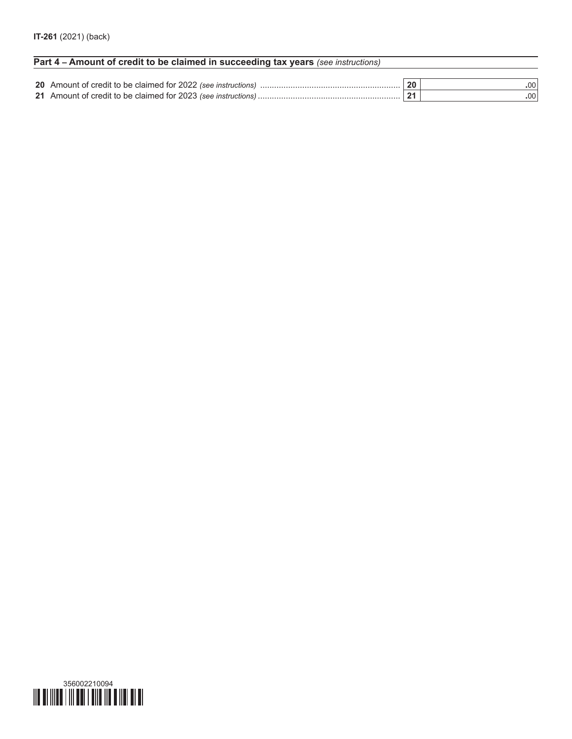## Part 4 – Amount of credit to be claimed in succeeding tax years *(see instructions)*

| | | | |
|---|---|---|---|
| **20** | Amount of credit to be claimed for 2022 *(see instructions)* | **20** | .00 |
| **21** | Amount of credit to be claimed for 2023 *(see instructions)* | **21** | .00 |

356002210094